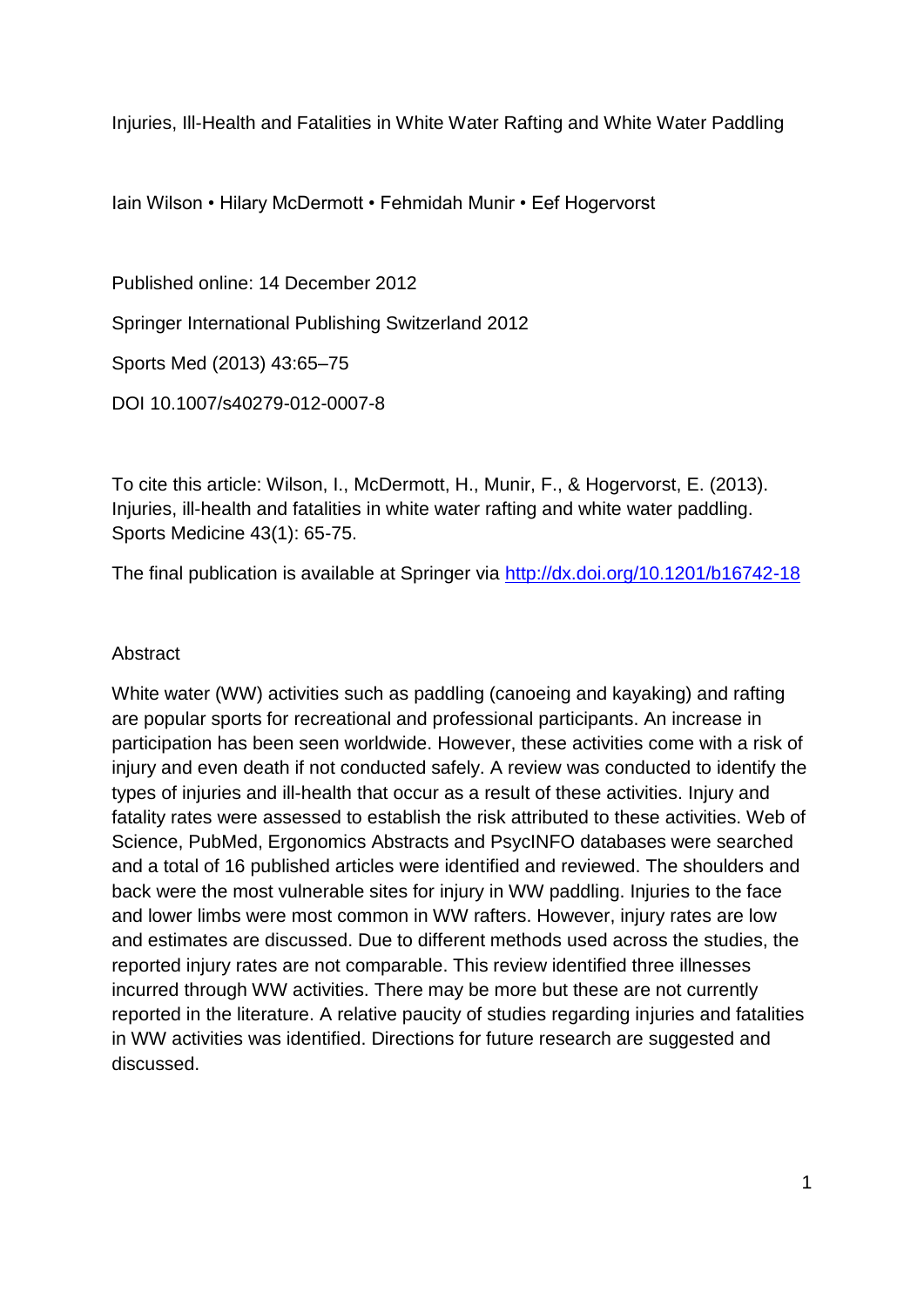# Injuries, Ill-Health and Fatalities in White Water Rafting and White Water Paddling

Iain Wilson • Hilary McDermott • Fehmidah Munir • Eef Hogervorst

Published online: 14 December 2012

Springer International Publishing Switzerland 2012

Sports Med (2013) 43:65–75

DOI 10.1007/s40279-012-0007-8

To cite this article: Wilson, I., McDermott, H., Munir, F., & Hogervorst, E. (2013). Injuries, ill-health and fatalities in white water rafting and white water paddling. Sports Medicine 43(1): 65-75.

The final publication is available at Springer via http://dx.doi.org/10.1201/b16742-18

## Abstract

White water (WW) activities such as paddling (canoeing and kayaking) and rafting are popular sports for recreational and professional participants. An increase in participation has been seen worldwide. However, these activities come with a risk of injury and even death if not conducted safely. A review was conducted to identify the types of injuries and ill-health that occur as a result of these activities. Injury and fatality rates were assessed to establish the risk attributed to these activities. Web of Science, PubMed, Ergonomics Abstracts and PsycINFO databases were searched and a total of 16 published articles were identified and reviewed. The shoulders and back were the most vulnerable sites for injury in WW paddling. Injuries to the face and lower limbs were most common in WW rafters. However, injury rates are low and estimates are discussed. Due to different methods used across the studies, the reported injury rates are not comparable. This review identified three illnesses incurred through WW activities. There may be more but these are not currently reported in the literature. A relative paucity of studies regarding injuries and fatalities in WW activities was identified. Directions for future research are suggested and discussed.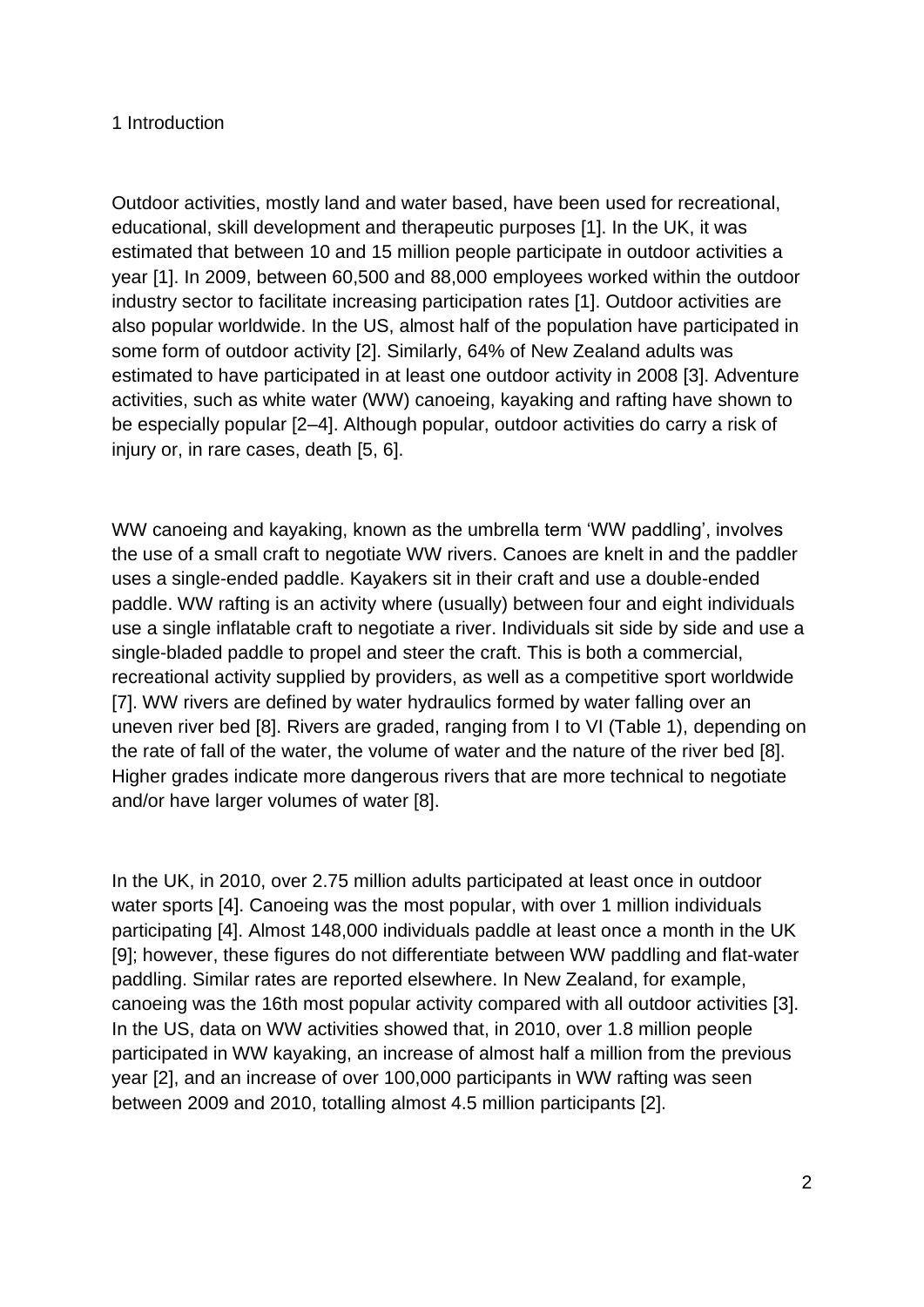## 1 Introduction

Outdoor activities, mostly land and water based, have been used for recreational, educational, skill development and therapeutic purposes [1]. In the UK, it was estimated that between 10 and 15 million people participate in outdoor activities a year [1]. In 2009, between 60,500 and 88,000 employees worked within the outdoor industry sector to facilitate increasing participation rates [1]. Outdoor activities are also popular worldwide. In the US, almost half of the population have participated in some form of outdoor activity [2]. Similarly, 64% of New Zealand adults was estimated to have participated in at least one outdoor activity in 2008 [3]. Adventure activities, such as white water (WW) canoeing, kayaking and rafting have shown to be especially popular [2–4]. Although popular, outdoor activities do carry a risk of injury or, in rare cases, death [5, 6].

WW canoeing and kayaking, known as the umbrella term 'WW paddling', involves the use of a small craft to negotiate WW rivers. Canoes are knelt in and the paddler uses a single-ended paddle. Kayakers sit in their craft and use a double-ended paddle. WW rafting is an activity where (usually) between four and eight individuals use a single inflatable craft to negotiate a river. Individuals sit side by side and use a single-bladed paddle to propel and steer the craft. This is both a commercial, recreational activity supplied by providers, as well as a competitive sport worldwide [7]. WW rivers are defined by water hydraulics formed by water falling over an uneven river bed [8]. Rivers are graded, ranging from I to VI (Table 1), depending on the rate of fall of the water, the volume of water and the nature of the river bed [8]. Higher grades indicate more dangerous rivers that are more technical to negotiate and/or have larger volumes of water [8].

In the UK, in 2010, over 2.75 million adults participated at least once in outdoor water sports [4]. Canoeing was the most popular, with over 1 million individuals participating [4]. Almost 148,000 individuals paddle at least once a month in the UK [9]; however, these figures do not differentiate between WW paddling and flat-water paddling. Similar rates are reported elsewhere. In New Zealand, for example, canoeing was the 16th most popular activity compared with all outdoor activities [3]. In the US, data on WW activities showed that, in 2010, over 1.8 million people participated in WW kayaking, an increase of almost half a million from the previous year [2], and an increase of over 100,000 participants in WW rafting was seen between 2009 and 2010, totalling almost 4.5 million participants [2].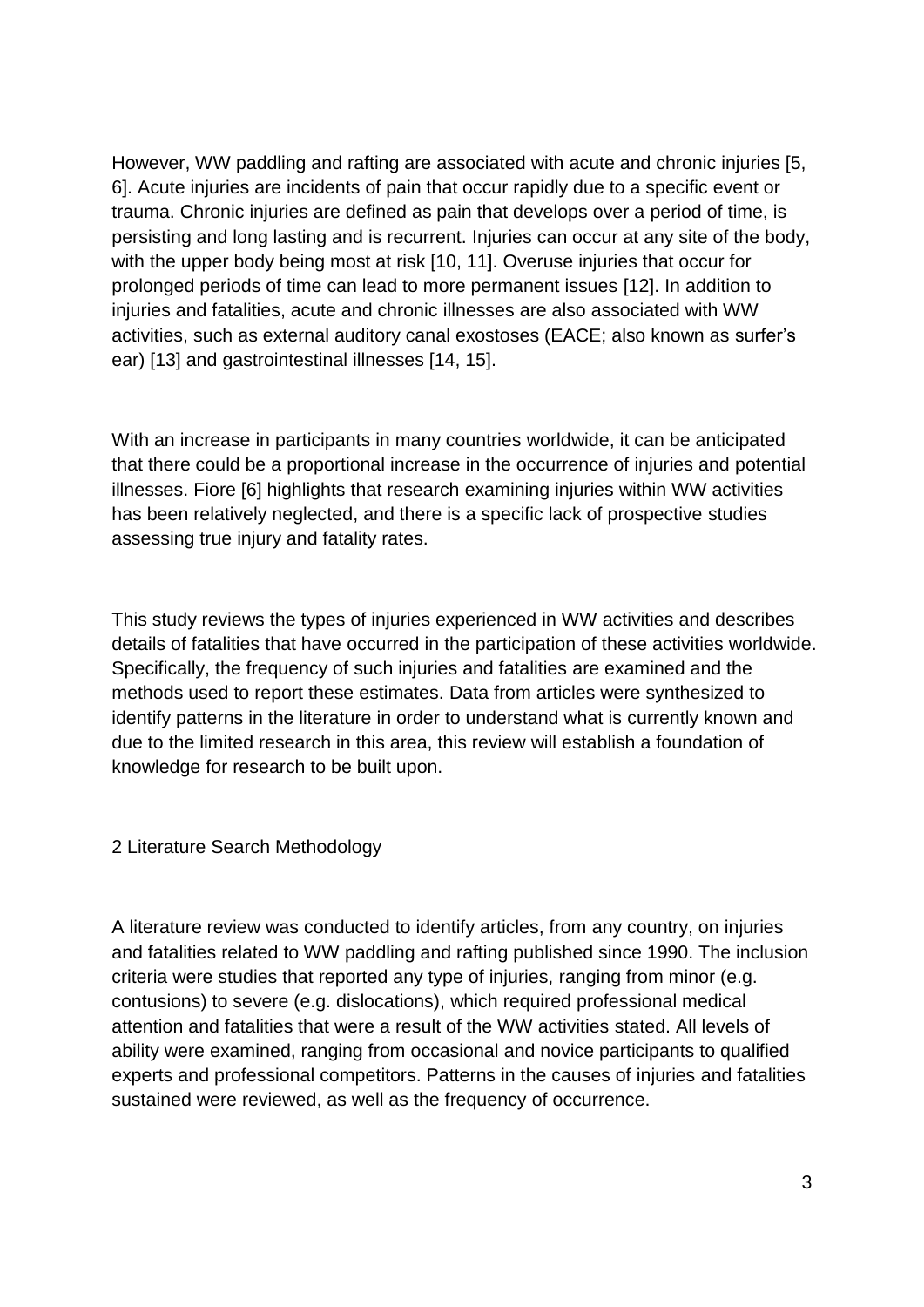However, WW paddling and rafting are associated with acute and chronic injuries [5, 6]. Acute injuries are incidents of pain that occur rapidly due to a specific event or trauma. Chronic injuries are defined as pain that develops over a period of time, is persisting and long lasting and is recurrent. Injuries can occur at any site of the body, with the upper body being most at risk [10, 11]. Overuse injuries that occur for prolonged periods of time can lead to more permanent issues [12]. In addition to injuries and fatalities, acute and chronic illnesses are also associated with WW activities, such as external auditory canal exostoses (EACE; also known as surfer's ear) [13] and gastrointestinal illnesses [14, 15].

With an increase in participants in many countries worldwide, it can be anticipated that there could be a proportional increase in the occurrence of injuries and potential illnesses. Fiore [6] highlights that research examining injuries within WW activities has been relatively neglected, and there is a specific lack of prospective studies assessing true injury and fatality rates.

This study reviews the types of injuries experienced in WW activities and describes details of fatalities that have occurred in the participation of these activities worldwide. Specifically, the frequency of such injuries and fatalities are examined and the methods used to report these estimates. Data from articles were synthesized to identify patterns in the literature in order to understand what is currently known and due to the limited research in this area, this review will establish a foundation of knowledge for research to be built upon.

## 2 Literature Search Methodology

A literature review was conducted to identify articles, from any country, on injuries and fatalities related to WW paddling and rafting published since 1990. The inclusion criteria were studies that reported any type of injuries, ranging from minor (e.g. contusions) to severe (e.g. dislocations), which required professional medical attention and fatalities that were a result of the WW activities stated. All levels of ability were examined, ranging from occasional and novice participants to qualified experts and professional competitors. Patterns in the causes of injuries and fatalities sustained were reviewed, as well as the frequency of occurrence.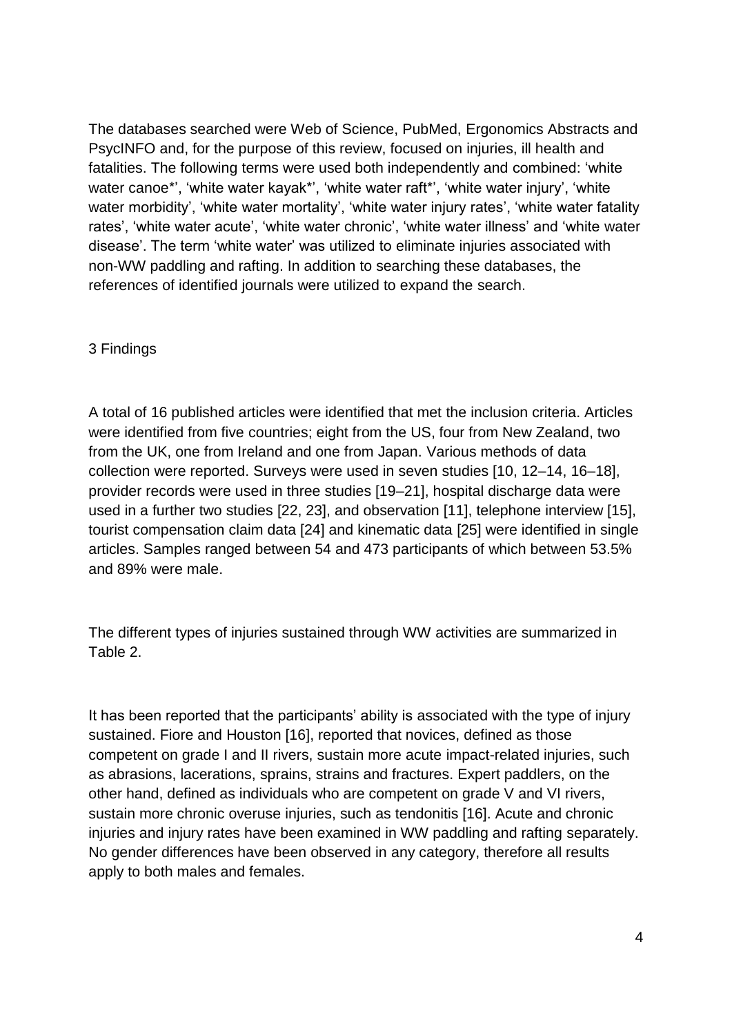The databases searched were Web of Science, PubMed, Ergonomics Abstracts and PsycINFO and, for the purpose of this review, focused on injuries, ill health and fatalities. The following terms were used both independently and combined: 'white water canoe*', 'white water kayak*', 'white water raft*', 'white water injury', 'white water morbidity', 'white water mortality', 'white water injury rates', 'white water fatality rates', 'white water acute', 'white water chronic', 'white water illness' and 'white water disease'. The term 'white water' was utilized to eliminate injuries associated with non-WW paddling and rafting. In addition to searching these databases, the references of identified journals were utilized to expand the search.

## 3 Findings

A total of 16 published articles were identified that met the inclusion criteria. Articles were identified from five countries; eight from the US, four from New Zealand, two from the UK, one from Ireland and one from Japan. Various methods of data collection were reported. Surveys were used in seven studies [10, 12–14, 16–18], provider records were used in three studies [19–21], hospital discharge data were used in a further two studies [22, 23], and observation [11], telephone interview [15], tourist compensation claim data [24] and kinematic data [25] were identified in single articles. Samples ranged between 54 and 473 participants of which between 53.5% and 89% were male.

The different types of injuries sustained through WW activities are summarized in Table 2.

It has been reported that the participants' ability is associated with the type of injury sustained. Fiore and Houston [16], reported that novices, defined as those competent on grade I and II rivers, sustain more acute impact-related injuries, such as abrasions, lacerations, sprains, strains and fractures. Expert paddlers, on the other hand, defined as individuals who are competent on grade V and VI rivers, sustain more chronic overuse injuries, such as tendonitis [16]. Acute and chronic injuries and injury rates have been examined in WW paddling and rafting separately. No gender differences have been observed in any category, therefore all results apply to both males and females.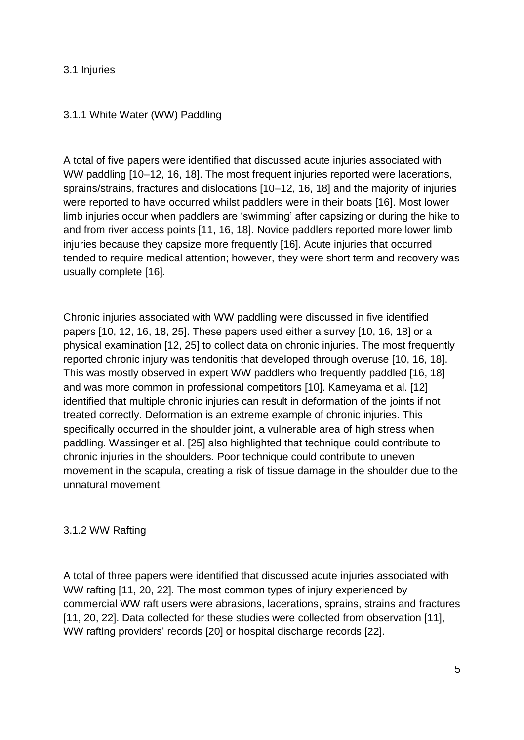## 3.1 Injuries

### 3.1.1 White Water (WW) Paddling

A total of five papers were identified that discussed acute injuries associated with WW paddling [10–12, 16, 18]. The most frequent injuries reported were lacerations, sprains/strains, fractures and dislocations [10–12, 16, 18] and the majority of injuries were reported to have occurred whilst paddlers were in their boats [16]. Most lower limb injuries occur when paddlers are 'swimming' after capsizing or during the hike to and from river access points [11, 16, 18]. Novice paddlers reported more lower limb injuries because they capsize more frequently [16]. Acute injuries that occurred tended to require medical attention; however, they were short term and recovery was usually complete [16].

Chronic injuries associated with WW paddling were discussed in five identified papers [10, 12, 16, 18, 25]. These papers used either a survey [10, 16, 18] or a physical examination [12, 25] to collect data on chronic injuries. The most frequently reported chronic injury was tendonitis that developed through overuse [10, 16, 18]. This was mostly observed in expert WW paddlers who frequently paddled [16, 18] and was more common in professional competitors [10]. Kameyama et al. [12] identified that multiple chronic injuries can result in deformation of the joints if not treated correctly. Deformation is an extreme example of chronic injuries. This specifically occurred in the shoulder joint, a vulnerable area of high stress when paddling. Wassinger et al. [25] also highlighted that technique could contribute to chronic injuries in the shoulders. Poor technique could contribute to uneven movement in the scapula, creating a risk of tissue damage in the shoulder due to the unnatural movement.

### 3.1.2 WW Rafting

A total of three papers were identified that discussed acute injuries associated with WW rafting [11, 20, 22]. The most common types of injury experienced by commercial WW raft users were abrasions, lacerations, sprains, strains and fractures [11, 20, 22]. Data collected for these studies were collected from observation [11], WW rafting providers' records [20] or hospital discharge records [22].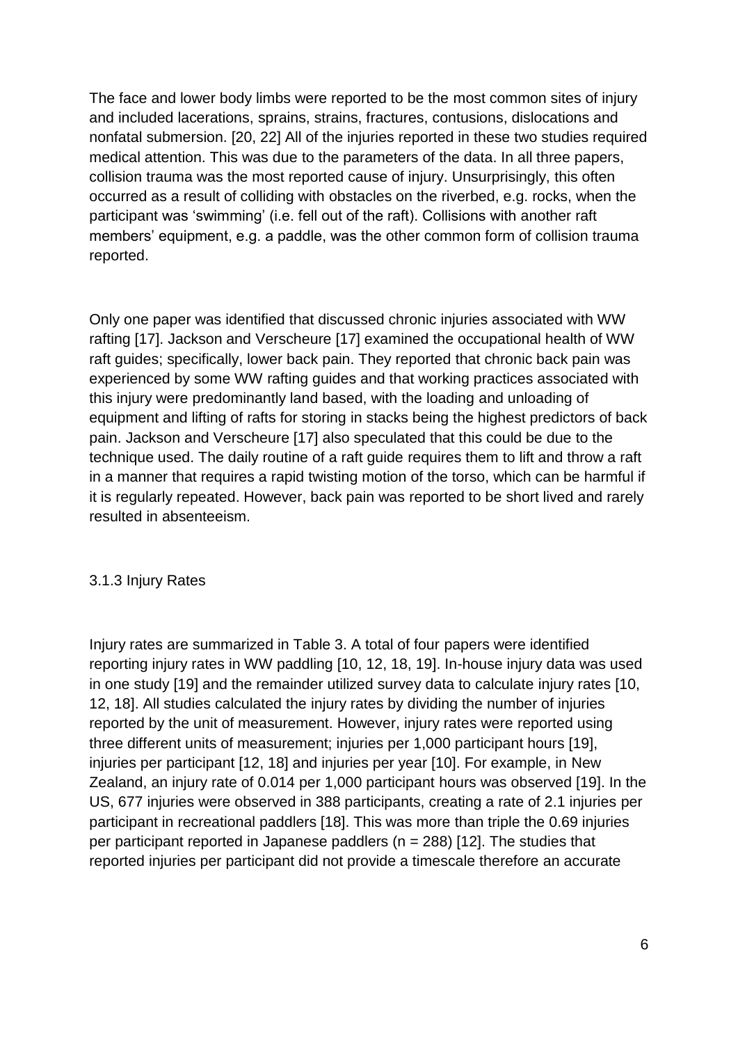The face and lower body limbs were reported to be the most common sites of injury and included lacerations, sprains, strains, fractures, contusions, dislocations and nonfatal submersion. [20, 22] All of the injuries reported in these two studies required medical attention. This was due to the parameters of the data. In all three papers, collision trauma was the most reported cause of injury. Unsurprisingly, this often occurred as a result of colliding with obstacles on the riverbed, e.g. rocks, when the participant was 'swimming' (i.e. fell out of the raft). Collisions with another raft members' equipment, e.g. a paddle, was the other common form of collision trauma reported.

Only one paper was identified that discussed chronic injuries associated with WW rafting [17]. Jackson and Verscheure [17] examined the occupational health of WW raft guides; specifically, lower back pain. They reported that chronic back pain was experienced by some WW rafting guides and that working practices associated with this injury were predominantly land based, with the loading and unloading of equipment and lifting of rafts for storing in stacks being the highest predictors of back pain. Jackson and Verscheure [17] also speculated that this could be due to the technique used. The daily routine of a raft guide requires them to lift and throw a raft in a manner that requires a rapid twisting motion of the torso, which can be harmful if it is regularly repeated. However, back pain was reported to be short lived and rarely resulted in absenteeism.

### 3.1.3 Injury Rates

Injury rates are summarized in Table 3. A total of four papers were identified reporting injury rates in WW paddling [10, 12, 18, 19]. In-house injury data was used in one study [19] and the remainder utilized survey data to calculate injury rates [10, 12, 18]. All studies calculated the injury rates by dividing the number of injuries reported by the unit of measurement. However, injury rates were reported using three different units of measurement; injuries per 1,000 participant hours [19], injuries per participant [12, 18] and injuries per year [10]. For example, in New Zealand, an injury rate of 0.014 per 1,000 participant hours was observed [19]. In the US, 677 injuries were observed in 388 participants, creating a rate of 2.1 injuries per participant in recreational paddlers [18]. This was more than triple the 0.69 injuries per participant reported in Japanese paddlers ($n = 288$) [12]. The studies that reported injuries per participant did not provide a timescale therefore an accurate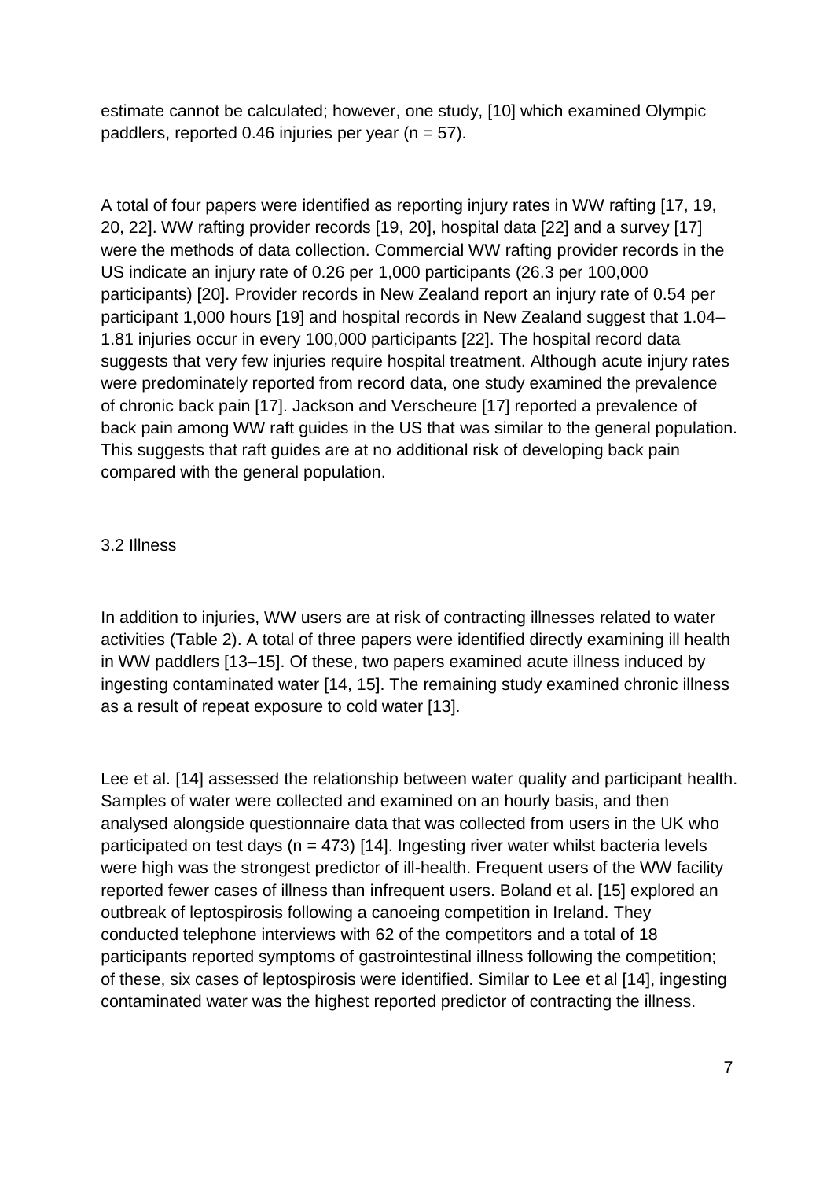estimate cannot be calculated; however, one study, [10] which examined Olympic paddlers, reported 0.46 injuries per year (n = 57).

A total of four papers were identified as reporting injury rates in WW rafting [17, 19, 20, 22]. WW rafting provider records [19, 20], hospital data [22] and a survey [17] were the methods of data collection. Commercial WW rafting provider records in the US indicate an injury rate of 0.26 per 1,000 participants (26.3 per 100,000 participants) [20]. Provider records in New Zealand report an injury rate of 0.54 per participant 1,000 hours [19] and hospital records in New Zealand suggest that 1.04–1.81 injuries occur in every 100,000 participants [22]. The hospital record data suggests that very few injuries require hospital treatment. Although acute injury rates were predominately reported from record data, one study examined the prevalence of chronic back pain [17]. Jackson and Verscheure [17] reported a prevalence of back pain among WW raft guides in the US that was similar to the general population. This suggests that raft guides are at no additional risk of developing back pain compared with the general population.

### 3.2 Illness

In addition to injuries, WW users are at risk of contracting illnesses related to water activities (Table 2). A total of three papers were identified directly examining ill health in WW paddlers [13–15]. Of these, two papers examined acute illness induced by ingesting contaminated water [14, 15]. The remaining study examined chronic illness as a result of repeat exposure to cold water [13].

Lee et al. [14] assessed the relationship between water quality and participant health. Samples of water were collected and examined on an hourly basis, and then analysed alongside questionnaire data that was collected from users in the UK who participated on test days (n = 473) [14]. Ingesting river water whilst bacteria levels were high was the strongest predictor of ill-health. Frequent users of the WW facility reported fewer cases of illness than infrequent users. Boland et al. [15] explored an outbreak of leptospirosis following a canoeing competition in Ireland. They conducted telephone interviews with 62 of the competitors and a total of 18 participants reported symptoms of gastrointestinal illness following the competition; of these, six cases of leptospirosis were identified. Similar to Lee et al [14], ingesting contaminated water was the highest reported predictor of contracting the illness.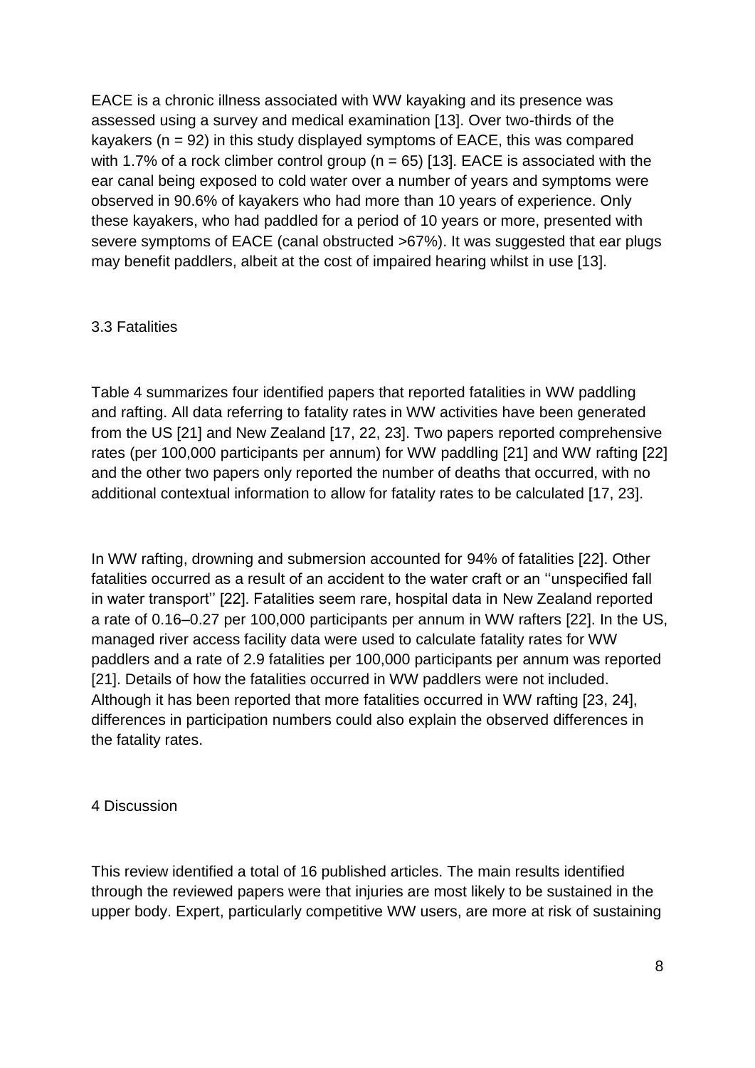EACE is a chronic illness associated with WW kayaking and its presence was assessed using a survey and medical examination [13]. Over two-thirds of the kayakers (n = 92) in this study displayed symptoms of EACE, this was compared with 1.7% of a rock climber control group (n = 65) [13]. EACE is associated with the ear canal being exposed to cold water over a number of years and symptoms were observed in 90.6% of kayakers who had more than 10 years of experience. Only these kayakers, who had paddled for a period of 10 years or more, presented with severe symptoms of EACE (canal obstructed >67%). It was suggested that ear plugs may benefit paddlers, albeit at the cost of impaired hearing whilst in use [13].

### 3.3 Fatalities

Table 4 summarizes four identified papers that reported fatalities in WW paddling and rafting. All data referring to fatality rates in WW activities have been generated from the US [21] and New Zealand [17, 22, 23]. Two papers reported comprehensive rates (per 100,000 participants per annum) for WW paddling [21] and WW rafting [22] and the other two papers only reported the number of deaths that occurred, with no additional contextual information to allow for fatality rates to be calculated [17, 23].

In WW rafting, drowning and submersion accounted for 94% of fatalities [22]. Other fatalities occurred as a result of an accident to the water craft or an ''unspecified fall in water transport'' [22]. Fatalities seem rare, hospital data in New Zealand reported a rate of 0.16–0.27 per 100,000 participants per annum in WW rafters [22]. In the US, managed river access facility data were used to calculate fatality rates for WW paddlers and a rate of 2.9 fatalities per 100,000 participants per annum was reported [21]. Details of how the fatalities occurred in WW paddlers were not included. Although it has been reported that more fatalities occurred in WW rafting [23, 24], differences in participation numbers could also explain the observed differences in the fatality rates.

## 4 Discussion

This review identified a total of 16 published articles. The main results identified through the reviewed papers were that injuries are most likely to be sustained in the upper body. Expert, particularly competitive WW users, are more at risk of sustaining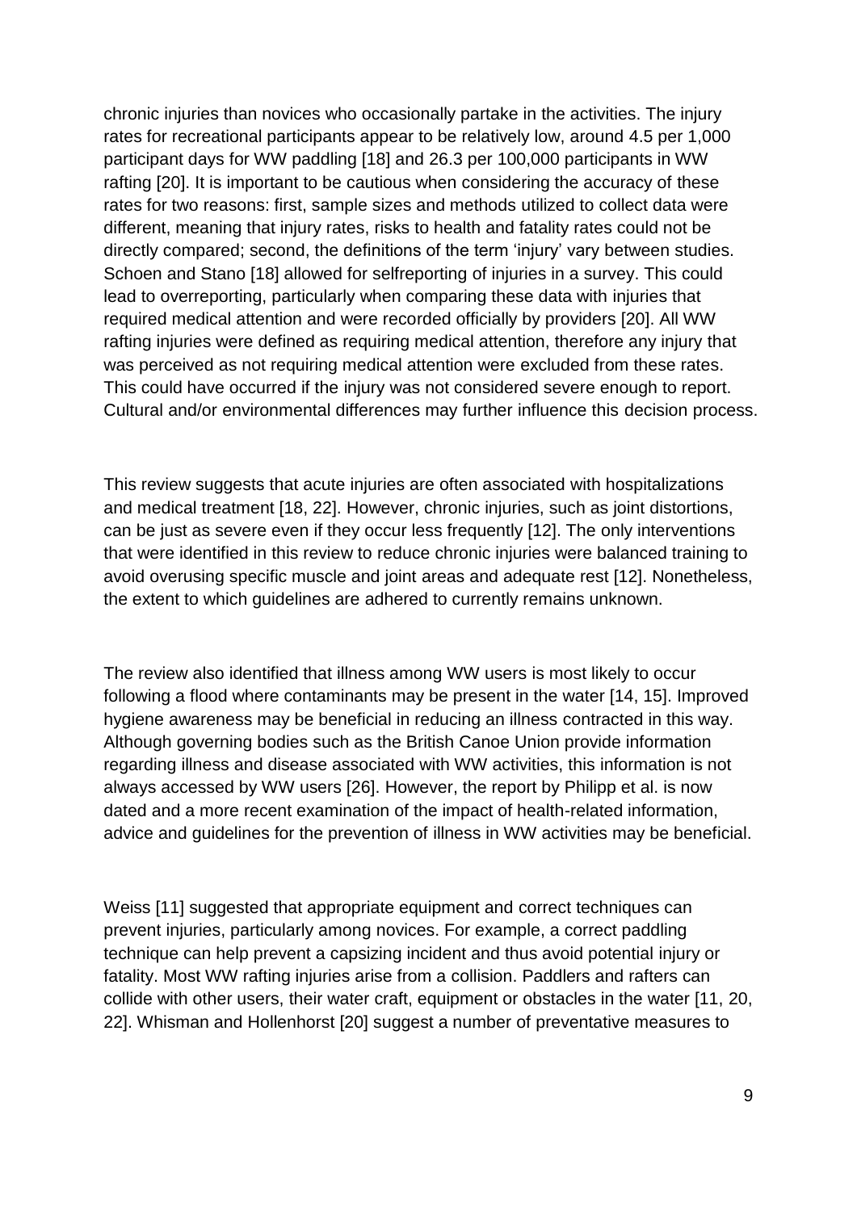chronic injuries than novices who occasionally partake in the activities. The injury rates for recreational participants appear to be relatively low, around 4.5 per 1,000 participant days for WW paddling [18] and 26.3 per 100,000 participants in WW rafting [20]. It is important to be cautious when considering the accuracy of these rates for two reasons: first, sample sizes and methods utilized to collect data were different, meaning that injury rates, risks to health and fatality rates could not be directly compared; second, the definitions of the term 'injury' vary between studies. Schoen and Stano [18] allowed for selfreporting of injuries in a survey. This could lead to overreporting, particularly when comparing these data with injuries that required medical attention and were recorded officially by providers [20]. All WW rafting injuries were defined as requiring medical attention, therefore any injury that was perceived as not requiring medical attention were excluded from these rates. This could have occurred if the injury was not considered severe enough to report. Cultural and/or environmental differences may further influence this decision process.

This review suggests that acute injuries are often associated with hospitalizations and medical treatment [18, 22]. However, chronic injuries, such as joint distortions, can be just as severe even if they occur less frequently [12]. The only interventions that were identified in this review to reduce chronic injuries were balanced training to avoid overusing specific muscle and joint areas and adequate rest [12]. Nonetheless, the extent to which guidelines are adhered to currently remains unknown.

The review also identified that illness among WW users is most likely to occur following a flood where contaminants may be present in the water [14, 15]. Improved hygiene awareness may be beneficial in reducing an illness contracted in this way. Although governing bodies such as the British Canoe Union provide information regarding illness and disease associated with WW activities, this information is not always accessed by WW users [26]. However, the report by Philipp et al. is now dated and a more recent examination of the impact of health-related information, advice and guidelines for the prevention of illness in WW activities may be beneficial.

Weiss [11] suggested that appropriate equipment and correct techniques can prevent injuries, particularly among novices. For example, a correct paddling technique can help prevent a capsizing incident and thus avoid potential injury or fatality. Most WW rafting injuries arise from a collision. Paddlers and rafters can collide with other users, their water craft, equipment or obstacles in the water [11, 20, 22]. Whisman and Hollenhorst [20] suggest a number of preventative measures to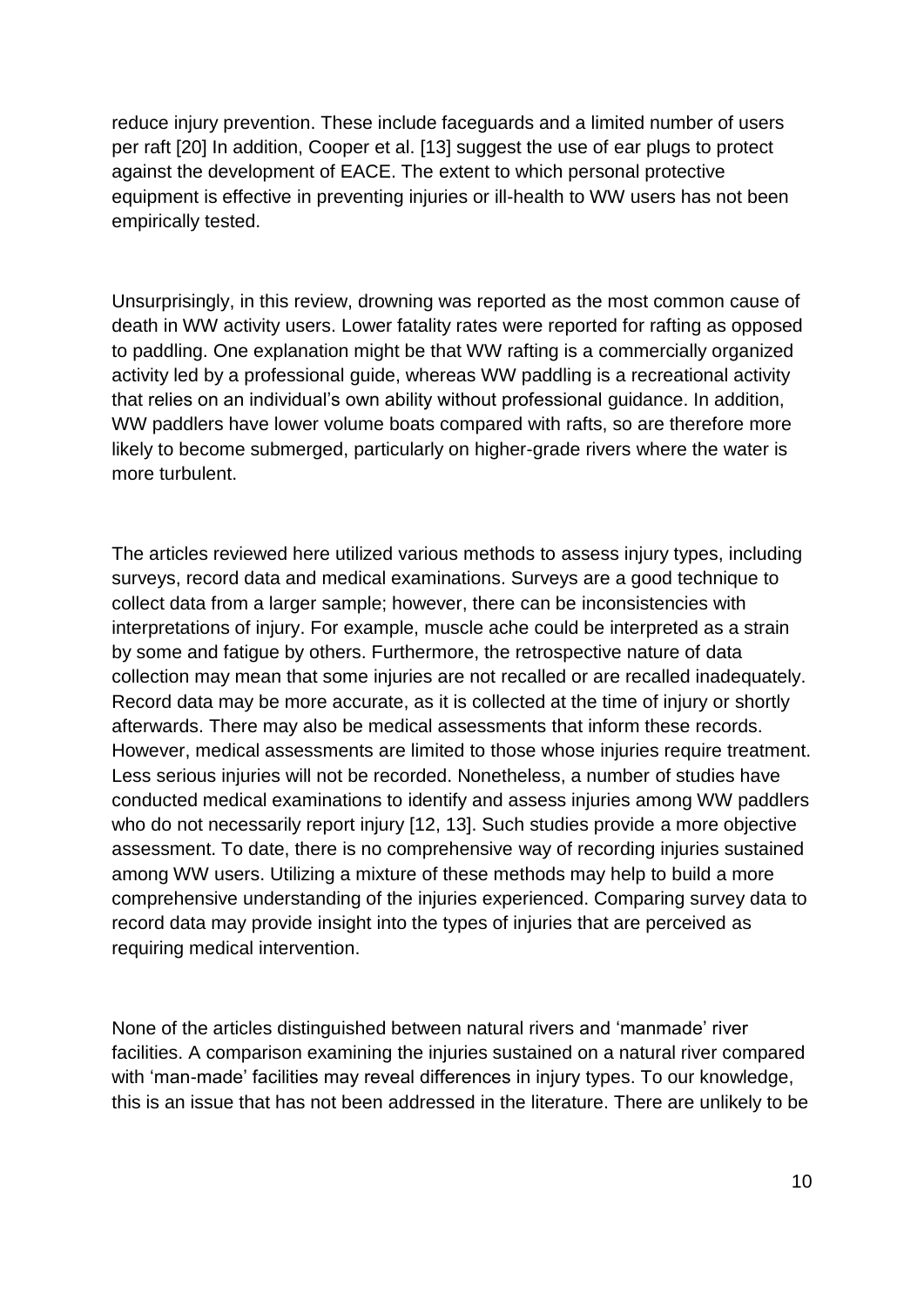reduce injury prevention. These include faceguards and a limited number of users per raft [20] In addition, Cooper et al. [13] suggest the use of ear plugs to protect against the development of EACE. The extent to which personal protective equipment is effective in preventing injuries or ill-health to WW users has not been empirically tested.

Unsurprisingly, in this review, drowning was reported as the most common cause of death in WW activity users. Lower fatality rates were reported for rafting as opposed to paddling. One explanation might be that WW rafting is a commercially organized activity led by a professional guide, whereas WW paddling is a recreational activity that relies on an individual's own ability without professional guidance. In addition, WW paddlers have lower volume boats compared with rafts, so are therefore more likely to become submerged, particularly on higher-grade rivers where the water is more turbulent.

The articles reviewed here utilized various methods to assess injury types, including surveys, record data and medical examinations. Surveys are a good technique to collect data from a larger sample; however, there can be inconsistencies with interpretations of injury. For example, muscle ache could be interpreted as a strain by some and fatigue by others. Furthermore, the retrospective nature of data collection may mean that some injuries are not recalled or are recalled inadequately. Record data may be more accurate, as it is collected at the time of injury or shortly afterwards. There may also be medical assessments that inform these records. However, medical assessments are limited to those whose injuries require treatment. Less serious injuries will not be recorded. Nonetheless, a number of studies have conducted medical examinations to identify and assess injuries among WW paddlers who do not necessarily report injury [12, 13]. Such studies provide a more objective assessment. To date, there is no comprehensive way of recording injuries sustained among WW users. Utilizing a mixture of these methods may help to build a more comprehensive understanding of the injuries experienced. Comparing survey data to record data may provide insight into the types of injuries that are perceived as requiring medical intervention.

None of the articles distinguished between natural rivers and 'manmade' river facilities. A comparison examining the injuries sustained on a natural river compared with 'man-made' facilities may reveal differences in injury types. To our knowledge, this is an issue that has not been addressed in the literature. There are unlikely to be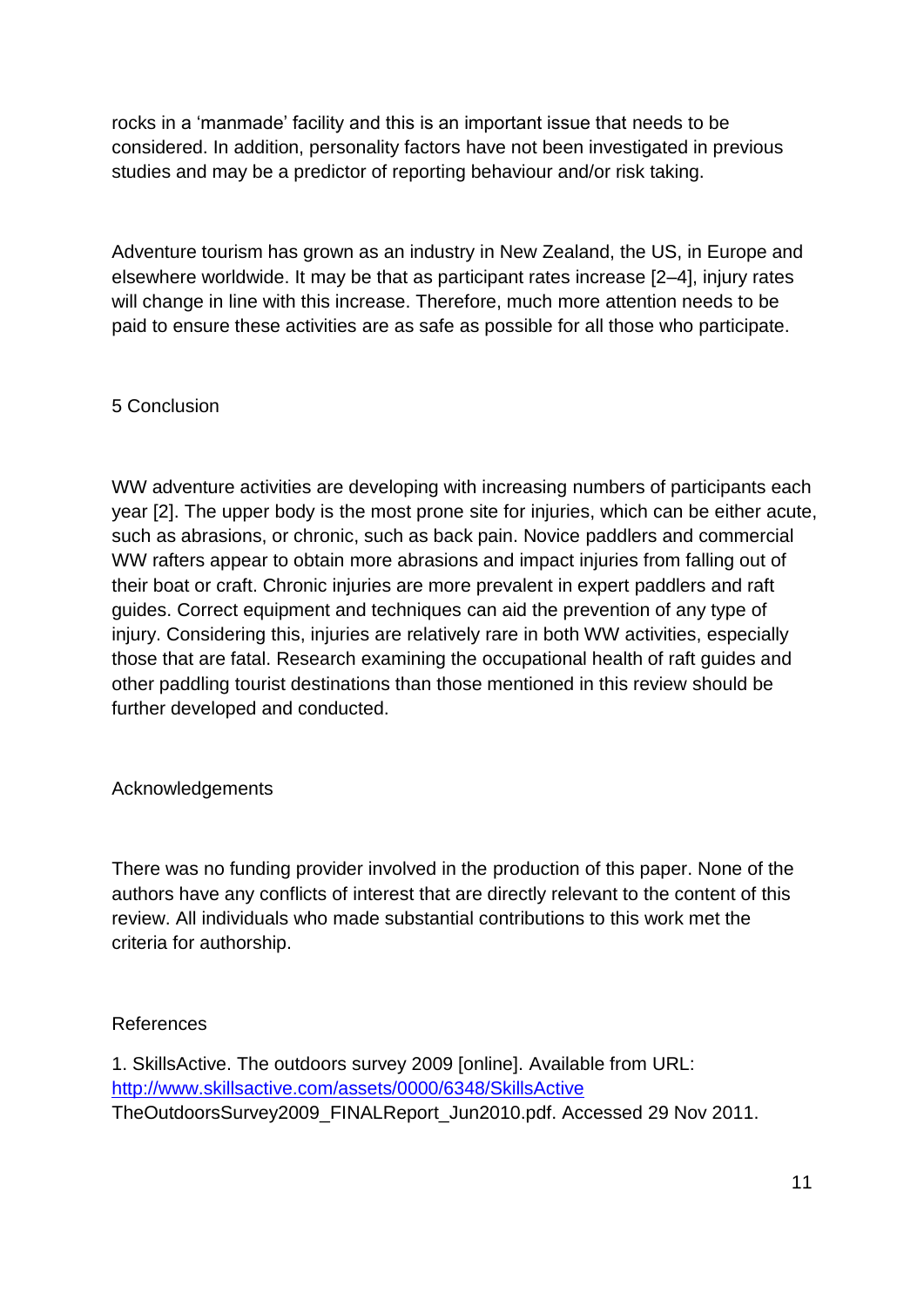rocks in a 'manmade' facility and this is an important issue that needs to be considered. In addition, personality factors have not been investigated in previous studies and may be a predictor of reporting behaviour and/or risk taking.

Adventure tourism has grown as an industry in New Zealand, the US, in Europe and elsewhere worldwide. It may be that as participant rates increase [2–4], injury rates will change in line with this increase. Therefore, much more attention needs to be paid to ensure these activities are as safe as possible for all those who participate.

## 5 Conclusion

WW adventure activities are developing with increasing numbers of participants each year [2]. The upper body is the most prone site for injuries, which can be either acute, such as abrasions, or chronic, such as back pain. Novice paddlers and commercial WW rafters appear to obtain more abrasions and impact injuries from falling out of their boat or craft. Chronic injuries are more prevalent in expert paddlers and raft guides. Correct equipment and techniques can aid the prevention of any type of injury. Considering this, injuries are relatively rare in both WW activities, especially those that are fatal. Research examining the occupational health of raft guides and other paddling tourist destinations than those mentioned in this review should be further developed and conducted.

## Acknowledgements

There was no funding provider involved in the production of this paper. None of the authors have any conflicts of interest that are directly relevant to the content of this review. All individuals who made substantial contributions to this work met the criteria for authorship.

## References

1. SkillsActive. The outdoors survey 2009 [online]. Available from URL: http://www.skillsactive.com/assets/0000/6348/SkillsActive TheOutdoorsSurvey2009_FINALReport_Jun2010.pdf. Accessed 29 Nov 2011.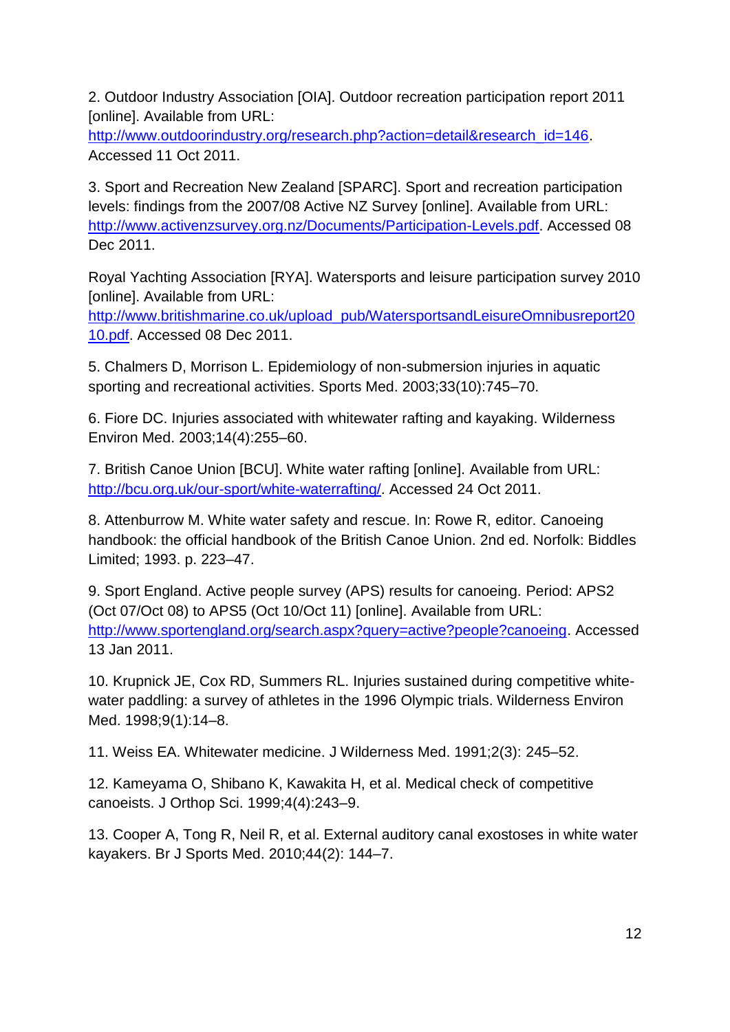2. Outdoor Industry Association [OIA]. Outdoor recreation participation report 2011 [online]. Available from URL: http://www.outdoorindustry.org/research.php?action=detail&research_id=146. Accessed 11 Oct 2011.

3. Sport and Recreation New Zealand [SPARC]. Sport and recreation participation levels: findings from the 2007/08 Active NZ Survey [online]. Available from URL: http://www.activenzsurvey.org.nz/Documents/Participation-Levels.pdf. Accessed 08 Dec 2011.

Royal Yachting Association [RYA]. Watersports and leisure participation survey 2010 [online]. Available from URL: http://www.britishmarine.co.uk/upload_pub/WatersportsandLeisureOmnibusreport2010.pdf. Accessed 08 Dec 2011.

5. Chalmers D, Morrison L. Epidemiology of non-submersion injuries in aquatic sporting and recreational activities. Sports Med. 2003;33(10):745–70.

6. Fiore DC. Injuries associated with whitewater rafting and kayaking. Wilderness Environ Med. 2003;14(4):255–60.

7. British Canoe Union [BCU]. White water rafting [online]. Available from URL: http://bcu.org.uk/our-sport/white-waterrafting/. Accessed 24 Oct 2011.

8. Attenburrow M. White water safety and rescue. In: Rowe R, editor. Canoeing handbook: the official handbook of the British Canoe Union. 2nd ed. Norfolk: Biddles Limited; 1993. p. 223–47.

9. Sport England. Active people survey (APS) results for canoeing. Period: APS2 (Oct 07/Oct 08) to APS5 (Oct 10/Oct 11) [online]. Available from URL: http://www.sportengland.org/search.aspx?query=active?people?canoeing. Accessed 13 Jan 2011.

10. Krupnick JE, Cox RD, Summers RL. Injuries sustained during competitive white-water paddling: a survey of athletes in the 1996 Olympic trials. Wilderness Environ Med. 1998;9(1):14–8.

11. Weiss EA. Whitewater medicine. J Wilderness Med. 1991;2(3): 245–52.

12. Kameyama O, Shibano K, Kawakita H, et al. Medical check of competitive canoeists. J Orthop Sci. 1999;4(4):243–9.

13. Cooper A, Tong R, Neil R, et al. External auditory canal exostoses in white water kayakers. Br J Sports Med. 2010;44(2): 144–7.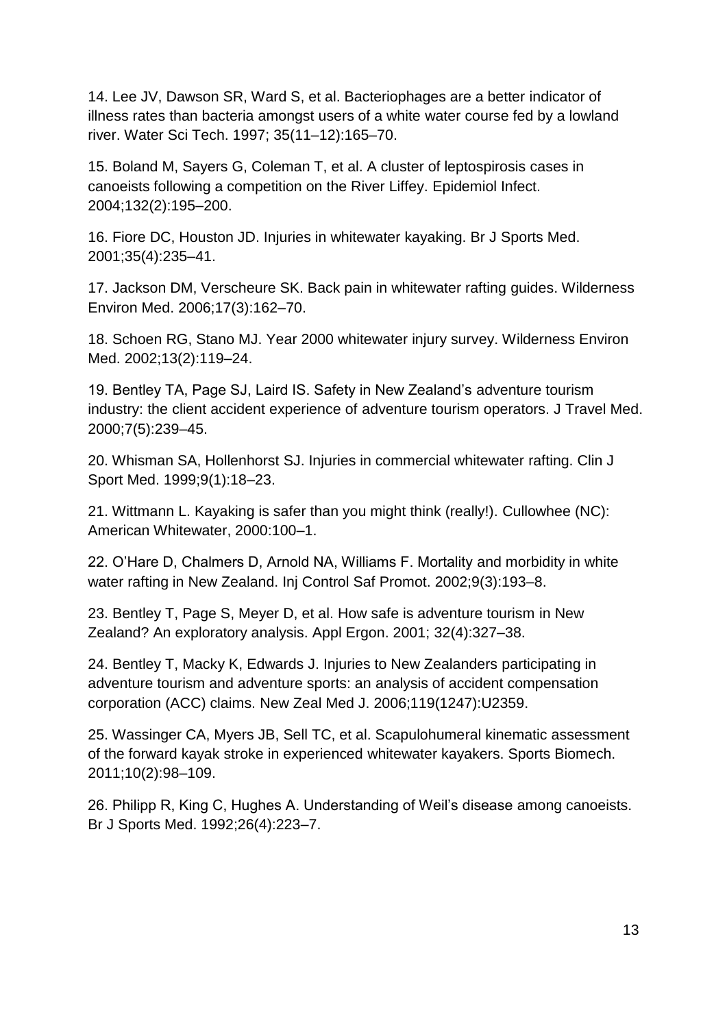14. Lee JV, Dawson SR, Ward S, et al. Bacteriophages are a better indicator of illness rates than bacteria amongst users of a white water course fed by a lowland river. Water Sci Tech. 1997; 35(11–12):165–70.

15. Boland M, Sayers G, Coleman T, et al. A cluster of leptospirosis cases in canoeists following a competition on the River Liffey. Epidemiol Infect. 2004;132(2):195–200.

16. Fiore DC, Houston JD. Injuries in whitewater kayaking. Br J Sports Med. 2001;35(4):235–41.

17. Jackson DM, Verscheure SK. Back pain in whitewater rafting guides. Wilderness Environ Med. 2006;17(3):162–70.

18. Schoen RG, Stano MJ. Year 2000 whitewater injury survey. Wilderness Environ Med. 2002;13(2):119–24.

19. Bentley TA, Page SJ, Laird IS. Safety in New Zealand's adventure tourism industry: the client accident experience of adventure tourism operators. J Travel Med. 2000;7(5):239–45.

20. Whisman SA, Hollenhorst SJ. Injuries in commercial whitewater rafting. Clin J Sport Med. 1999;9(1):18–23.

21. Wittmann L. Kayaking is safer than you might think (really!). Cullowhee (NC): American Whitewater, 2000:100–1.

22. O'Hare D, Chalmers D, Arnold NA, Williams F. Mortality and morbidity in white water rafting in New Zealand. Inj Control Saf Promot. 2002;9(3):193–8.

23. Bentley T, Page S, Meyer D, et al. How safe is adventure tourism in New Zealand? An exploratory analysis. Appl Ergon. 2001; 32(4):327–38.

24. Bentley T, Macky K, Edwards J. Injuries to New Zealanders participating in adventure tourism and adventure sports: an analysis of accident compensation corporation (ACC) claims. New Zeal Med J. 2006;119(1247):U2359.

25. Wassinger CA, Myers JB, Sell TC, et al. Scapulohumeral kinematic assessment of the forward kayak stroke in experienced whitewater kayakers. Sports Biomech. 2011;10(2):98–109.

26. Philipp R, King C, Hughes A. Understanding of Weil's disease among canoeists. Br J Sports Med. 1992;26(4):223–7.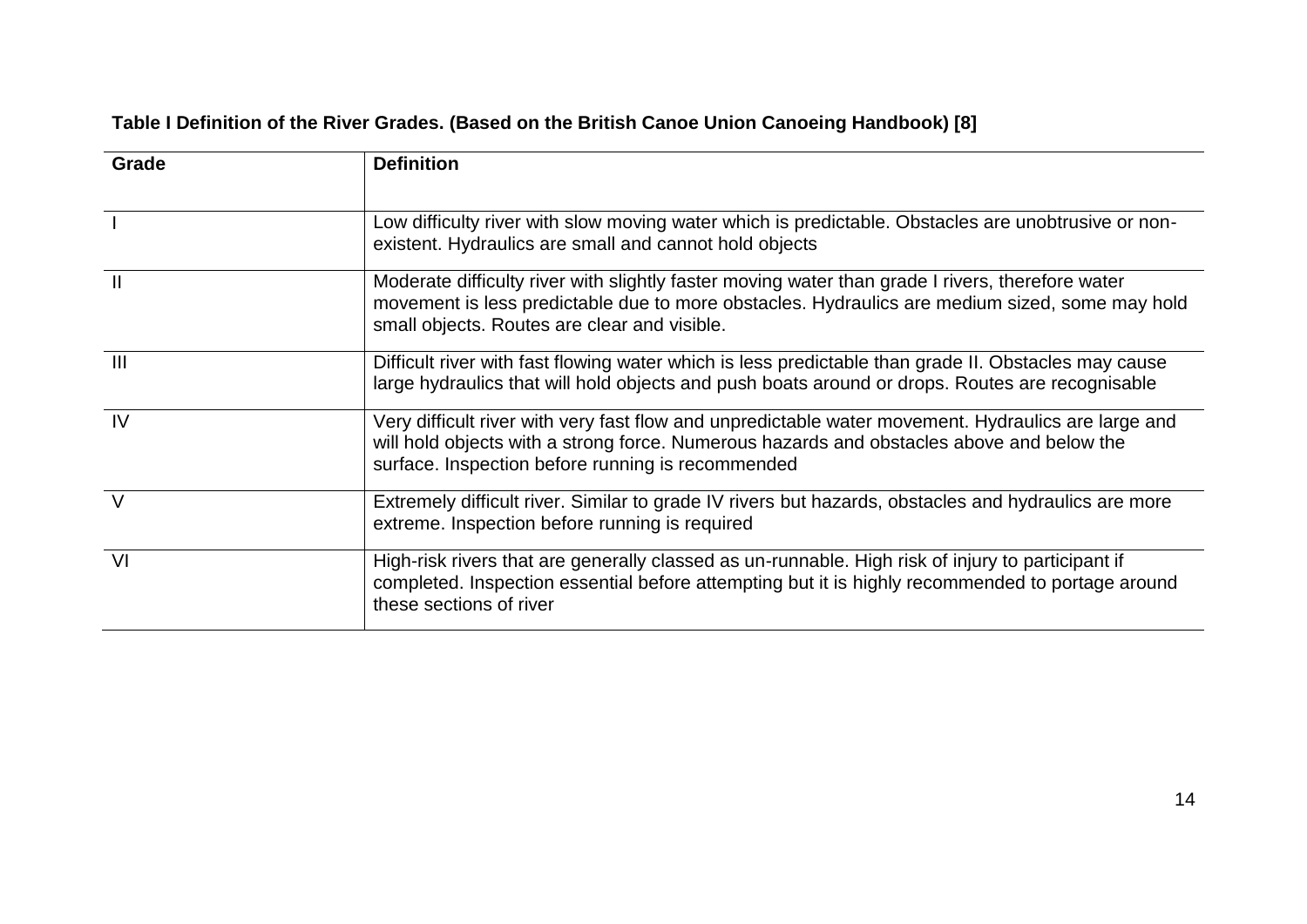**Table I Definition of the River Grades. (Based on the British Canoe Union Canoeing Handbook) [8]**

| Grade | Definition |
| --- | --- |
| I | Low difficulty river with slow moving water which is predictable. Obstacles are unobtrusive or non-existent. Hydraulics are small and cannot hold objects |
| II | Moderate difficulty river with slightly faster moving water than grade I rivers, therefore water movement is less predictable due to more obstacles. Hydraulics are medium sized, some may hold small objects. Routes are clear and visible. |
| III | Difficult river with fast flowing water which is less predictable than grade II. Obstacles may cause large hydraulics that will hold objects and push boats around or drops. Routes are recognisable |
| IV | Very difficult river with very fast flow and unpredictable water movement. Hydraulics are large and will hold objects with a strong force. Numerous hazards and obstacles above and below the surface. Inspection before running is recommended |
| V | Extremely difficult river. Similar to grade IV rivers but hazards, obstacles and hydraulics are more extreme. Inspection before running is required |
| VI | High-risk rivers that are generally classed as un-runnable. High risk of injury to participant if completed. Inspection essential before attempting but it is highly recommended to portage around these sections of river |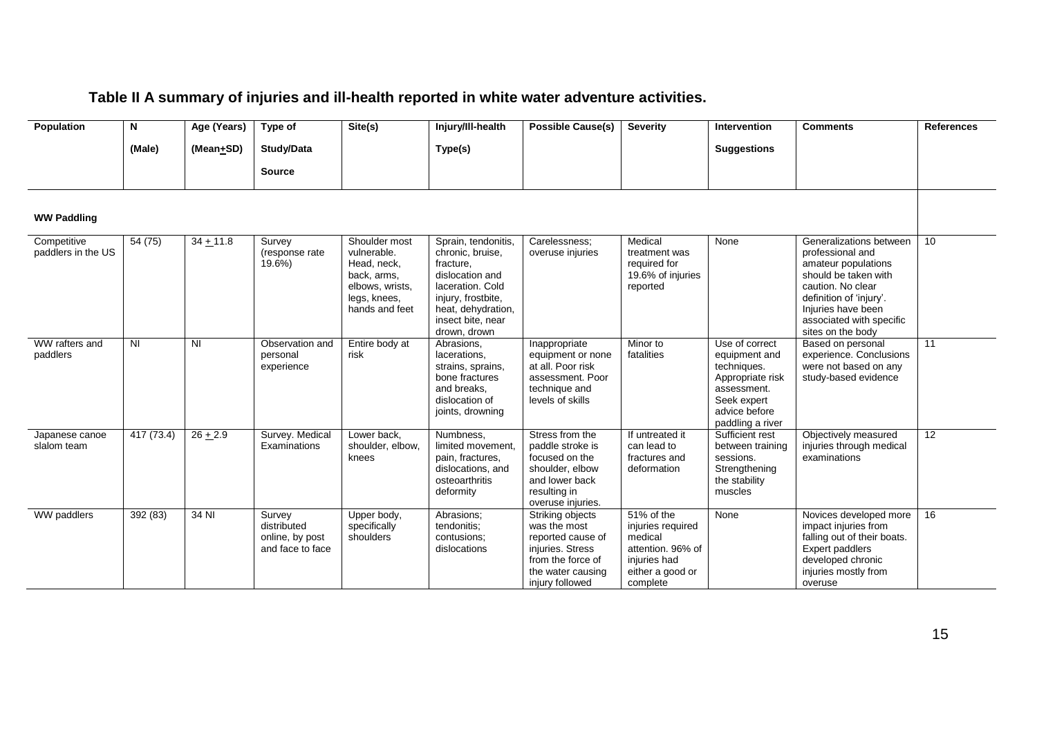## Table II A summary of injuries and ill-health reported in white water adventure activities.

| Population | N (Male) | Age (Years) (Mean±SD) | Type of Study/Data Source | Site(s) | Injury/Ill-health Type(s) | Possible Cause(s) | Severity | Intervention Suggestions | Comments | References |
|---|---|---|---|---|---|---|---|---|---|---|
| **WW Paddling** | | | | | | | | | | |
| Competitive paddlers in the US | 54 (75) | 34 ± 11.8 | Survey (response rate 19.6%) | Shoulder most vulnerable. Head, neck, back, arms, elbows, wrists, legs, knees, hands and feet | Sprain, tendonitis, chronic, bruise, fracture, dislocation and laceration. Cold injury, frostbite, heat, dehydration, insect bite, near drown, drown | Carelessness; overuse injuries | Medical treatment was required for 19.6% of injuries reported | None | Generalizations between professional and amateur populations should be taken with caution. No clear definition of 'injury'. Injuries have been associated with specific sites on the body | 10 |
| WW rafters and paddlers | NI | NI | Observation and personal experience | Entire body at risk | Abrasions, lacerations, strains, sprains, bone fractures and breaks, dislocation of joints, drowning | Inappropriate equipment or none at all. Poor risk assessment. Poor technique and levels of skills | Minor to fatalities | Use of correct equipment and techniques. Appropriate risk assessment. Seek expert advice before paddling a river | Based on personal experience. Conclusions were not based on any study-based evidence | 11 |
| Japanese canoe slalom team | 417 (73.4) | 26 ± 2.9 | Survey. Medical Examinations | Lower back, shoulder, elbow, knees | Numbness, limited movement, pain, fractures, dislocations, and osteoarthritis deformity | Stress from the paddle stroke is focused on the shoulder, elbow and lower back resulting in overuse injuries. | If untreated it can lead to fractures and deformation | Sufficient rest between training sessions. Strengthening the stability muscles | Objectively measured injuries through medical examinations | 12 |
| WW paddlers | 392 (83) | 34 NI | Survey distributed online, by post and face to face | Upper body, specifically shoulders | Abrasions; tendonitis; contusions; dislocations | Striking objects was the most reported cause of injuries. Stress from the force of the water causing injury followed | 51% of the injuries required medical attention. 96% of injuries had either a good or complete | None | Novices developed more impact injuries from falling out of their boats. Expert paddlers developed chronic injuries mostly from overuse | 16 |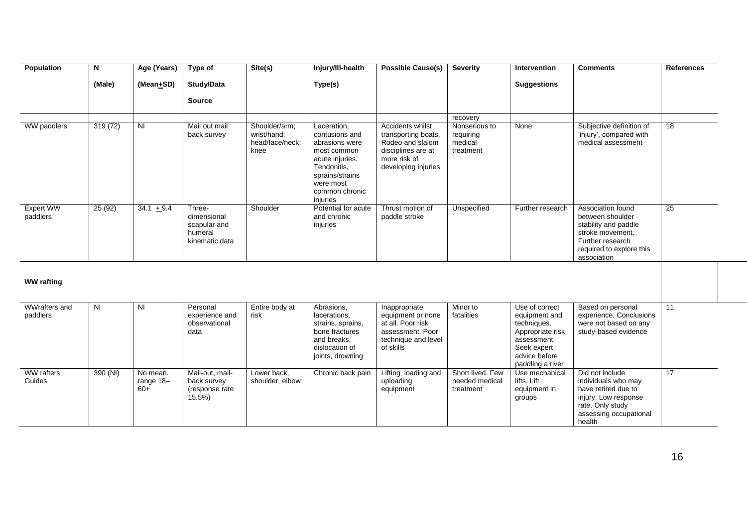| Population | N (Male) | Age (Years) (Mean±SD) | Type of Study/Data Source | Site(s) | Injury/Ill-health Type(s) | Possible Cause(s) | Severity | Intervention Suggestions | Comments | References |
|---|---|---|---|---|---|---|---|---|---|---|
| | | | | | | | recovery | | | |
| WW paddlers | 319 (72) | NI | Mail out mail back survey | Shoulder/arm; wrist/hand; head/face/neck; knee | Laceration, contusions and abrasions were most common acute injuries. Tendonitis, sprains/strains were most common chronic injuries | Accidents whilst transporting boats. Rodeo and slalom disciplines are at more risk of developing injuries | Nonserious to requiring medical treatment | None | Subjective definition of 'injury', compared with medical assessment | 18 |
| Expert WW paddlers | 25 (92) | 34.1 ± 9.4 | Three-dimensional scapular and humeral kinematic data | Shoulder | Potential for acute and chronic injuries | Thrust motion of paddle stroke | Unspecified | Further research | Association found between shoulder stability and paddle stroke movement. Further research required to explore this association | 25 |
| **WW rafting** | | | | | | | | | | |
| WWrafters and paddlers | NI | NI | Personal experience and observational data | Entire body at risk | Abrasions, lacerations, strains, sprains, bone fractures and breaks, dislocation of joints, drowning | Inappropriate equipment or none at all. Poor risk assessment. Poor technique and level of skills | Minor to fatalities | Use of correct equipment and techniques. Appropriate risk assessment. Seek expert advice before paddling a river | Based on personal experience. Conclusions were not based on any study-based evidence | 11 |
| WW rafters Guides | 390 (NI) | No mean. range 18–60+ | Mail-out, mail-back survey (response rate 15.5%) | Lower back, shoulder, elbow | Chronic back pain | Lifting, loading and uploading equipment | Short lived. Few needed medical treatment | Use mechanical lifts. Lift equipment in groups | Did not include individuals who may have retired due to injury. Low response rate. Only study assessing occupational health | 17 |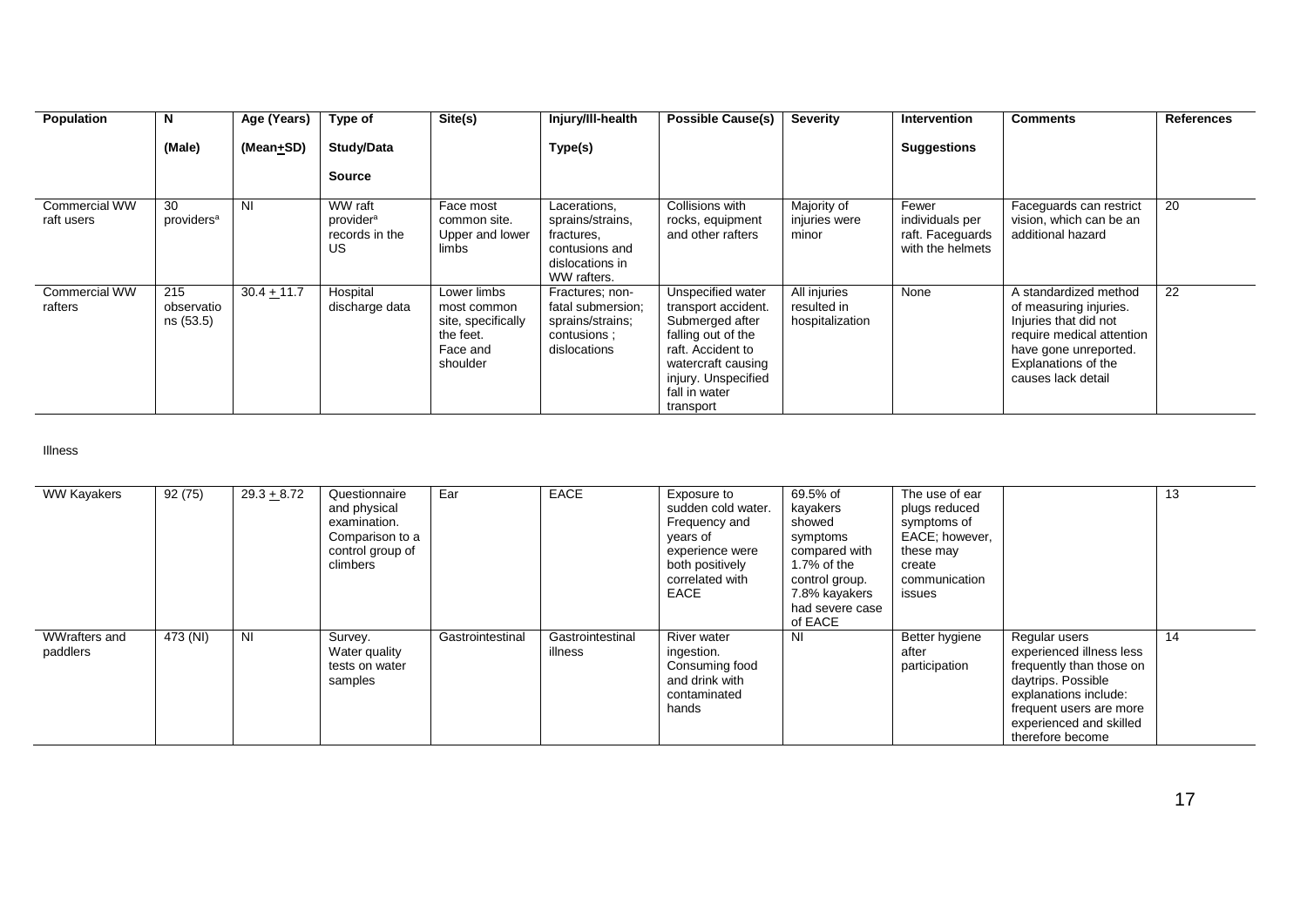| Population | N (Male) | Age (Years) (Mean+SD) | Type of Study/Data Source | Site(s) | Injury/Ill-health Type(s) | Possible Cause(s) | Severity | Intervention Suggestions | Comments | References |
|---|---|---|---|---|---|---|---|---|---|---|
| Commercial WW raft users | 30 providers[a] | NI | WW raft provider[a] records in the US | Face most common site. Upper and lower limbs | Lacerations, sprains/strains, fractures, contusions and dislocations in WW rafters. | Collisions with rocks, equipment and other rafters | Majority of injuries were minor | Fewer individuals per raft. Faceguards with the helmets | Faceguards can restrict vision, which can be an additional hazard | 20 |
| Commercial WW rafters | 215 observations (53.5) | 30.4 + 11.7 | Hospital discharge data | Lower limbs most common site, specifically the feet. Face and shoulder | Fractures; non-fatal submersion; sprains/strains; contusions ; dislocations | Unspecified water transport accident. Submerged after falling out of the raft. Accident to watercraft causing injury. Unspecified fall in water transport | All injuries resulted in hospitalization | None | A standardized method of measuring injuries. Injuries that did not require medical attention have gone unreported. Explanations of the causes lack detail | 22 |

Illness

| Population | N (Male) | Age (Years) (Mean+SD) | Type of Study/Data Source | Site(s) | Injury/Ill-health Type(s) | Possible Cause(s) | Severity | Intervention Suggestions | Comments | References |
|---|---|---|---|---|---|---|---|---|---|---|
| WW Kayakers | 92 (75) | 29.3 + 8.72 | Questionnaire and physical examination. Comparison to a control group of climbers | Ear | EACE | Exposure to sudden cold water. Frequency and years of experience were both positively correlated with EACE | 69.5% of kayakers showed symptoms compared with 1.7% of the control group. 7.8% kayakers had severe case of EACE | The use of ear plugs reduced symptoms of EACE; however, these may create communication issues | | 13 |
| WWrafters and paddlers | 473 (NI) | NI | Survey. Water quality tests on water samples | Gastrointestinal | Gastrointestinal illness | River water ingestion. Consuming food and drink with contaminated hands | NI | Better hygiene after participation | Regular users experienced illness less frequently than those on daytrips. Possible explanations include: frequent users are more experienced and skilled therefore become | 14 |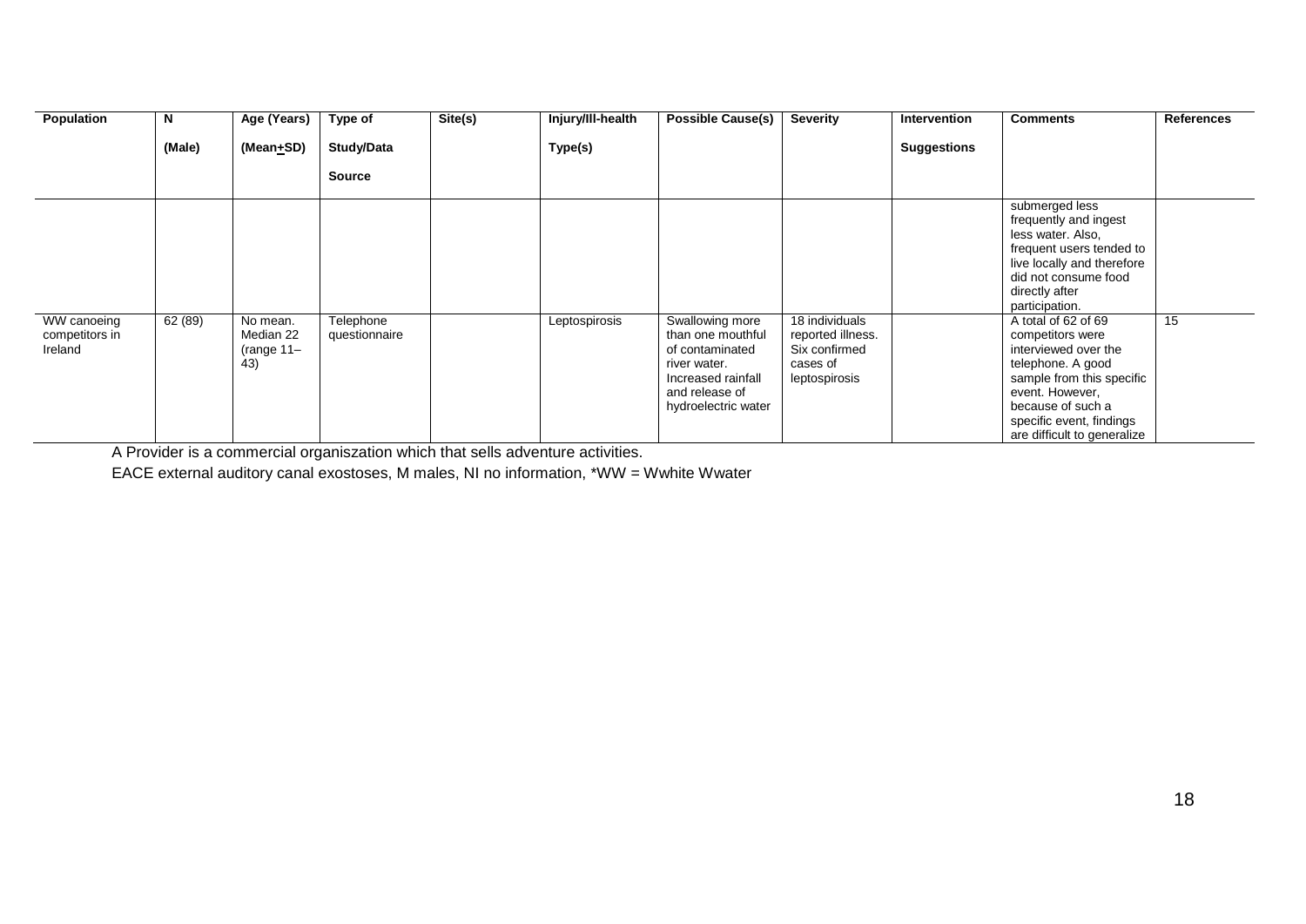| Population | N (Male) | Age (Years) (Mean±SD) | Type of Study/Data Source | Site(s) | Injury/Ill-health Type(s) | Possible Cause(s) | Severity | Intervention Suggestions | Comments | References |
|---|---|---|---|---|---|---|---|---|---|---|
| | | | | | | | | | submerged less frequently and ingest less water. Also, frequent users tended to live locally and therefore did not consume food directly after participation. | |
| WW canoeing competitors in Ireland | 62 (89) | No mean. Median 22 (range 11–43) | Telephone questionnaire | | Leptospirosis | Swallowing more than one mouthful of contaminated river water. Increased rainfall and release of hydroelectric water | 18 individuals reported illness. Six confirmed cases of leptospirosis | | A total of 62 of 69 competitors were interviewed over the telephone. A good sample from this specific event. However, because of such a specific event, findings are difficult to generalize | 15 |

A Provider is a commercial organiszation which that sells adventure activities.

EACE external auditory canal exostoses, M males, NI no information, *WW = Wwhite Wwater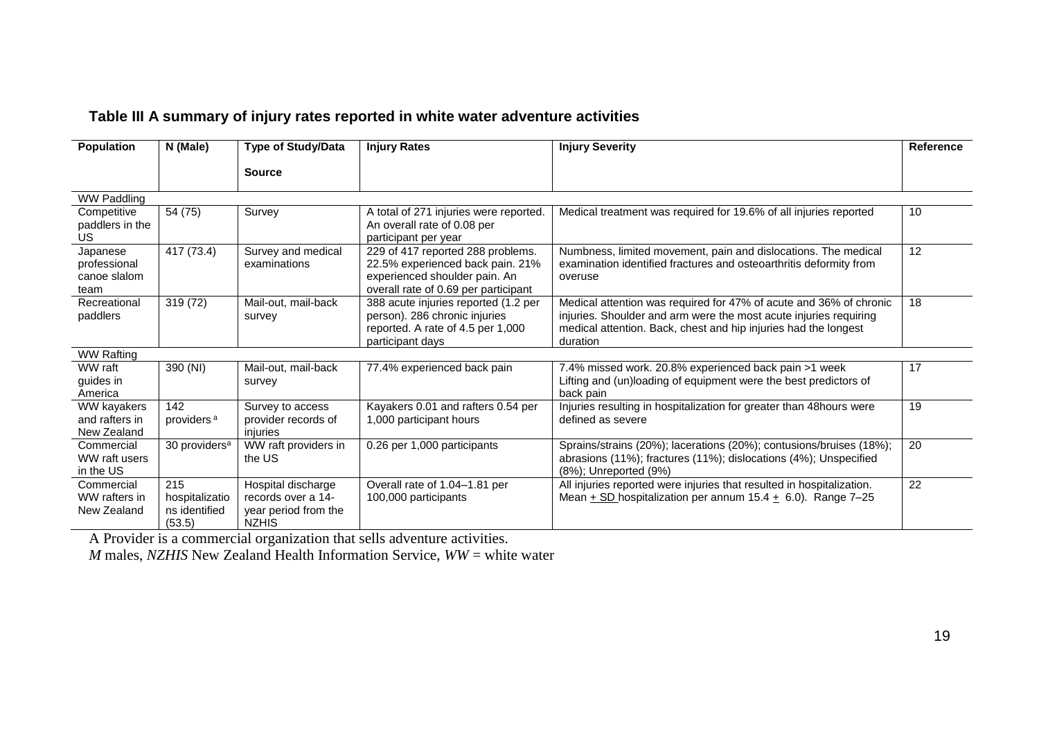## Table III A summary of injury rates reported in white water adventure activities

| Population | N (Male) | Type of Study/Data Source | Injury Rates | Injury Severity | Reference |
|---|---|---|---|---|---|
| WW Paddling | | | | | |
| Competitive paddlers in the US | 54 (75) | Survey | A total of 271 injuries were reported. An overall rate of 0.08 per participant per year | Medical treatment was required for 19.6% of all injuries reported | 10 |
| Japanese professional canoe slalom team | 417 (73.4) | Survey and medical examinations | 229 of 417 reported 288 problems. 22.5% experienced back pain. 21% experienced shoulder pain. An overall rate of 0.69 per participant | Numbness, limited movement, pain and dislocations. The medical examination identified fractures and osteoarthritis deformity from overuse | 12 |
| Recreational paddlers | 319 (72) | Mail-out, mail-back survey | 388 acute injuries reported (1.2 per person). 286 chronic injuries reported. A rate of 4.5 per 1,000 participant days | Medical attention was required for 47% of acute and 36% of chronic injuries. Shoulder and arm were the most acute injuries requiring medical attention. Back, chest and hip injuries had the longest duration | 18 |
| WW Rafting | | | | | |
| WW raft guides in America | 390 (NI) | Mail-out, mail-back survey | 77.4% experienced back pain | 7.4% missed work. 20.8% experienced back pain >1 week Lifting and (un)loading of equipment were the best predictors of back pain | 17 |
| WW kayakers and rafters in New Zealand | 142 providers [a] | Survey to access provider records of injuries | Kayakers 0.01 and rafters 0.54 per 1,000 participant hours | Injuries resulting in hospitalization for greater than 48hours were defined as severe | 19 |
| Commercial WW raft users in the US | 30 providers[a] | WW raft providers in the US | 0.26 per 1,000 participants | Sprains/strains (20%); lacerations (20%); contusions/bruises (18%); abrasions (11%); fractures (11%); dislocations (4%); Unspecified (8%); Unreported (9%) | 20 |
| Commercial WW rafters in New Zealand | 215 hospitalizations identified (53.5) | Hospital discharge records over a 14-year period from the NZHIS | Overall rate of 1.04–1.81 per 100,000 participants | All injuries reported were injuries that resulted in hospitalization. Mean $\pm$ SD hospitalization per annum 15.4 $\pm$ 6.0). Range 7–25 | 22 |

A Provider is a commercial organization that sells adventure activities.

*M* males, *NZHIS* New Zealand Health Information Service, *WW* = white water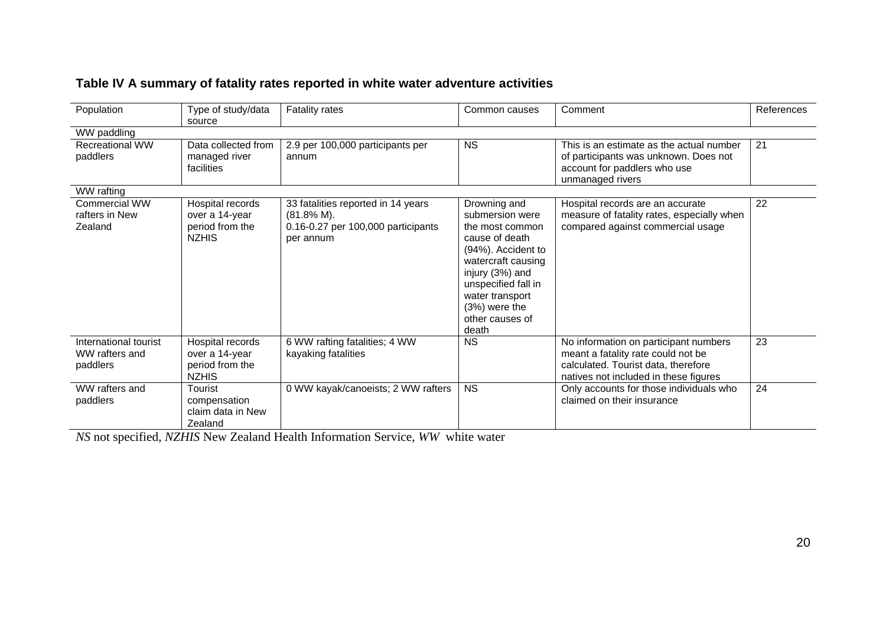**Table IV A summary of fatality rates reported in white water adventure activities**

| Population | Type of study/data source | Fatality rates | Common causes | Comment | References |
|---|---|---|---|---|---|
| WW paddling | | | | | |
| Recreational WW paddlers | Data collected from managed river facilities | 2.9 per 100,000 participants per annum | NS | This is an estimate as the actual number of participants was unknown. Does not account for paddlers who use unmanaged rivers | 21 |
| WW rafting | | | | | |
| Commercial WW rafters in New Zealand | Hospital records over a 14-year period from the NZHIS | 33 fatalities reported in 14 years (81.8% M). 0.16-0.27 per 100,000 participants per annum | Drowning and submersion were the most common cause of death (94%). Accident to watercraft causing injury (3%) and unspecified fall in water transport (3%) were the other causes of death | Hospital records are an accurate measure of fatality rates, especially when compared against commercial usage | 22 |
| International tourist WW rafters and paddlers | Hospital records over a 14-year period from the NZHIS | 6 WW rafting fatalities; 4 WW kayaking fatalities | NS | No information on participant numbers meant a fatality rate could not be calculated. Tourist data, therefore natives not included in these figures | 23 |
| WW rafters and paddlers | Tourist compensation claim data in New Zealand | 0 WW kayak/canoeists; 2 WW rafters | NS | Only accounts for those individuals who claimed on their insurance | 24 |

*NS* not specified, *NZHIS* New Zealand Health Information Service, *WW* white water